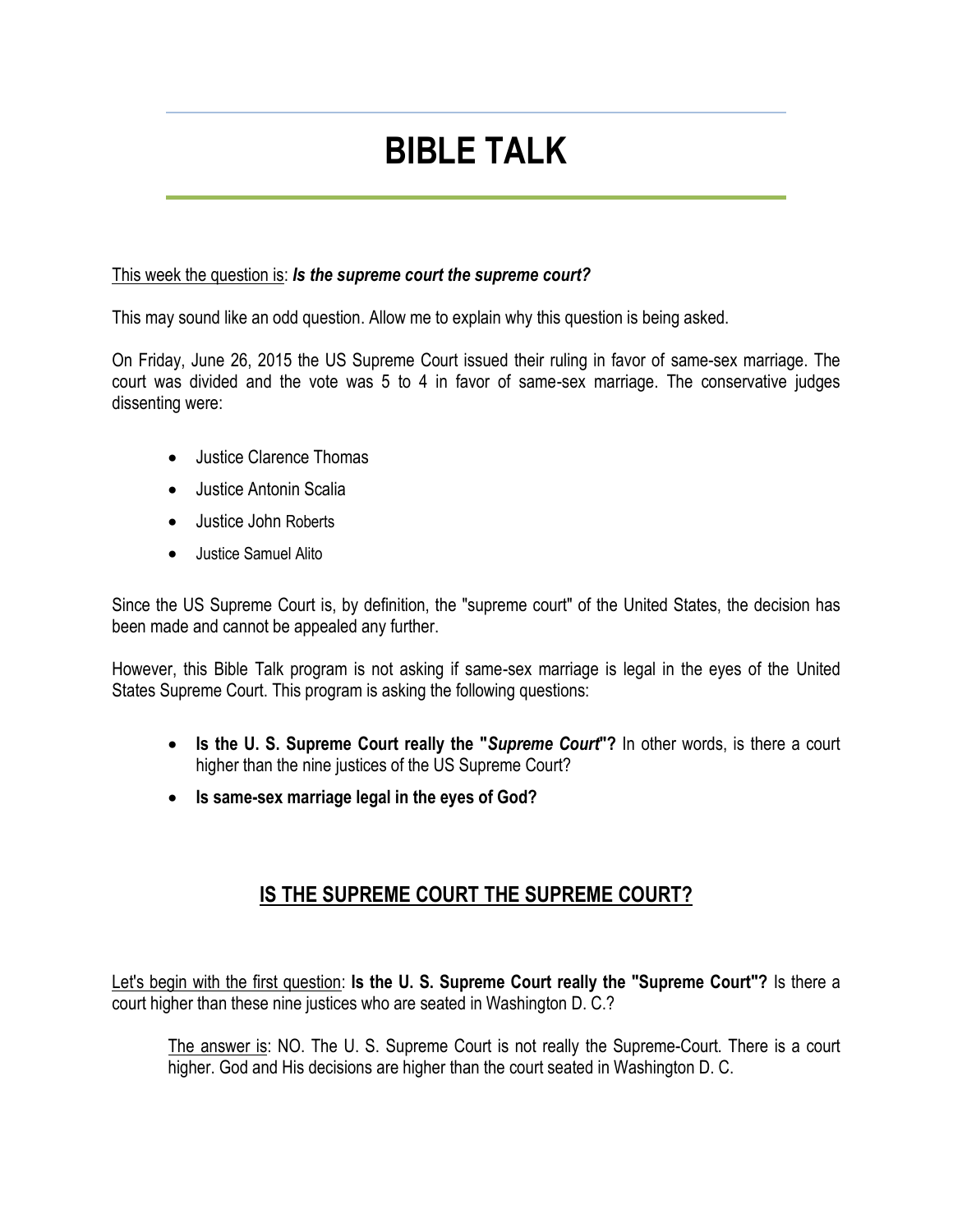# BIBLE TALK

<u>This week the question is</u>: ***Is the supreme court the supreme court?***

This may sound like an odd question. Allow me to explain why this question is being asked.

On Friday, June 26, 2015 the US Supreme Court issued their ruling in favor of same-sex marriage. The court was divided and the vote was 5 to 4 in favor of same-sex marriage. The conservative judges dissenting were:

- Justice Clarence Thomas
- Justice Antonin Scalia
- Justice John Roberts
- Justice Samuel Alito

Since the US Supreme Court is, by definition, the "supreme court" of the United States, the decision has been made and cannot be appealed any further.

However, this Bible Talk program is not asking if same-sex marriage is legal in the eyes of the United States Supreme Court. This program is asking the following questions:

- **Is the U. S. Supreme Court really the "*Supreme Court*"?** In other words, is there a court higher than the nine justices of the US Supreme Court?
- **Is same-sex marriage legal in the eyes of God?**

## IS THE SUPREME COURT THE SUPREME COURT?

<u>Let's begin with the first question</u>: **Is the U. S. Supreme Court really the "Supreme Court"?** Is there a court higher than these nine justices who are seated in Washington D. C.?

> <u>The answer is</u>: NO. The U. S. Supreme Court is not really the Supreme-Court. There is a court higher. God and His decisions are higher than the court seated in Washington D. C.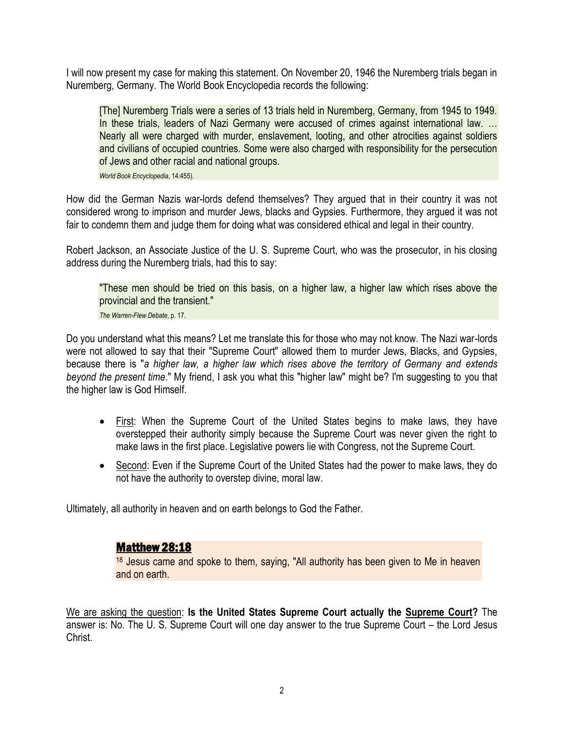I will now present my case for making this statement. On November 20, 1946 the Nuremberg trials began in Nuremberg, Germany. The World Book Encyclopedia records the following:

> [The] Nuremberg Trials were a series of 13 trials held in Nuremberg, Germany, from 1945 to 1949. In these trials, leaders of Nazi Germany were accused of crimes against international law. … Nearly all were charged with murder, enslavement, looting, and other atrocities against soldiers and civilians of occupied countries. Some were also charged with responsibility for the persecution of Jews and other racial and national groups.
>
> *World Book Encyclopedia*, 14:455).

How did the German Nazis war-lords defend themselves? They argued that in their country it was not considered wrong to imprison and murder Jews, blacks and Gypsies. Furthermore, they argued it was not fair to condemn them and judge them for doing what was considered ethical and legal in their country.

Robert Jackson, an Associate Justice of the U. S. Supreme Court, who was the prosecutor, in his closing address during the Nuremberg trials, had this to say:

> "These men should be tried on this basis, on a higher law, a higher law which rises above the provincial and the transient."
>
> *The Warren-Flew Debate*, p. 17.

Do you understand what this means? Let me translate this for those who may not know. The Nazi war-lords were not allowed to say that their "Supreme Court" allowed them to murder Jews, Blacks, and Gypsies, because there is "*a higher law, a higher law which rises above the territory of Germany and extends beyond the present time*." My friend, I ask you what this "higher law" might be? I'm suggesting to you that the higher law is God Himself.

- <u>First</u>: When the Supreme Court of the United States begins to make laws, they have overstepped their authority simply because the Supreme Court was never given the right to make laws in the first place. Legislative powers lie with Congress, not the Supreme Court.
- <u>Second</u>: Even if the Supreme Court of the United States had the power to make laws, they do not have the authority to overstep divine, moral law.

Ultimately, all authority in heaven and on earth belongs to God the Father.

> **<u>Matthew 28:18</u>**
>
> [18] Jesus came and spoke to them, saying, "All authority has been given to Me in heaven and on earth.

<u>We are asking the question</u>: **Is the United States Supreme Court actually the <u>Supreme Court</u>?** The answer is: No. The U. S. Supreme Court will one day answer to the true Supreme Court – the Lord Jesus Christ.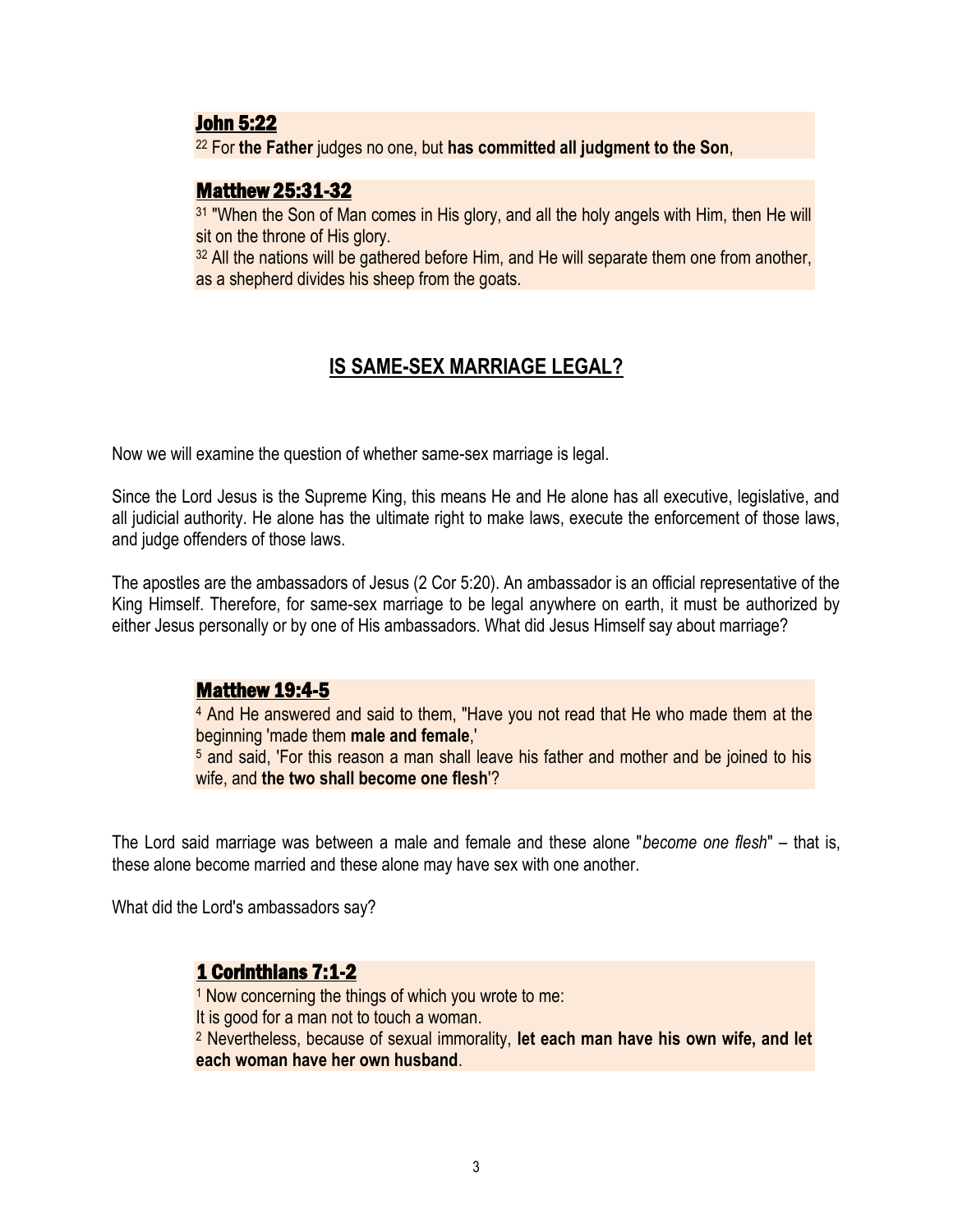**John 5:22**

[22] For **the Father** judges no one, but **has committed all judgment to the Son**,

**Matthew 25:31-32**

[31] "When the Son of Man comes in His glory, and all the holy angels with Him, then He will sit on the throne of His glory.
[32] All the nations will be gathered before Him, and He will separate them one from another, as a shepherd divides his sheep from the goats.

## IS SAME-SEX MARRIAGE LEGAL?

Now we will examine the question of whether same-sex marriage is legal.

Since the Lord Jesus is the Supreme King, this means He and He alone has all executive, legislative, and all judicial authority. He alone has the ultimate right to make laws, execute the enforcement of those laws, and judge offenders of those laws.

The apostles are the ambassadors of Jesus (2 Cor 5:20). An ambassador is an official representative of the King Himself. Therefore, for same-sex marriage to be legal anywhere on earth, it must be authorized by either Jesus personally or by one of His ambassadors. What did Jesus Himself say about marriage?

**Matthew 19:4-5**

[4] And He answered and said to them, "Have you not read that He who made them at the beginning 'made them **male and female**,'
[5] and said, 'For this reason a man shall leave his father and mother and be joined to his wife, and **the two shall become one flesh**'?

The Lord said marriage was between a male and female and these alone "*become one flesh*" – that is, these alone become married and these alone may have sex with one another.

What did the Lord's ambassadors say?

**1 Corinthians 7:1-2**

[1] Now concerning the things of which you wrote to me:
It is good for a man not to touch a woman.
[2] Nevertheless, because of sexual immorality, **let each man have his own wife, and let each woman have her own husband**.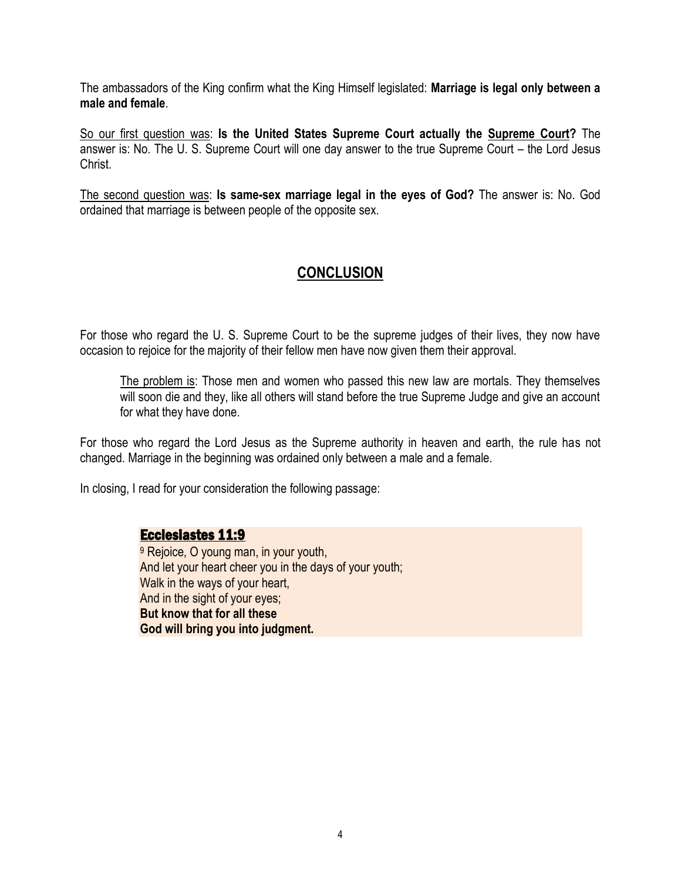The ambassadors of the King confirm what the King Himself legislated: **Marriage is legal only between a male and female**.

<u>So our first question was</u>: **Is the United States Supreme Court actually the <u>Supreme Court</u>?** The answer is: No. The U. S. Supreme Court will one day answer to the true Supreme Court – the Lord Jesus Christ.

<u>The second question was</u>: **Is same-sex marriage legal in the eyes of God?** The answer is: No. God ordained that marriage is between people of the opposite sex.

## <u>CONCLUSION</u>

For those who regard the U. S. Supreme Court to be the supreme judges of their lives, they now have occasion to rejoice for the majority of their fellow men have now given them their approval.

> <u>The problem is</u>: Those men and women who passed this new law are mortals. They themselves will soon die and they, like all others will stand before the true Supreme Judge and give an account for what they have done.

For those who regard the Lord Jesus as the Supreme authority in heaven and earth, the rule has not changed. Marriage in the beginning was ordained only between a male and a female.

In closing, I read for your consideration the following passage:

> **<u>Ecclesiastes 11:9</u>**
> 9 Rejoice, O young man, in your youth,
> And let your heart cheer you in the days of your youth;
> Walk in the ways of your heart,
> And in the sight of your eyes;
> **But know that for all these**
> **God will bring you into judgment.**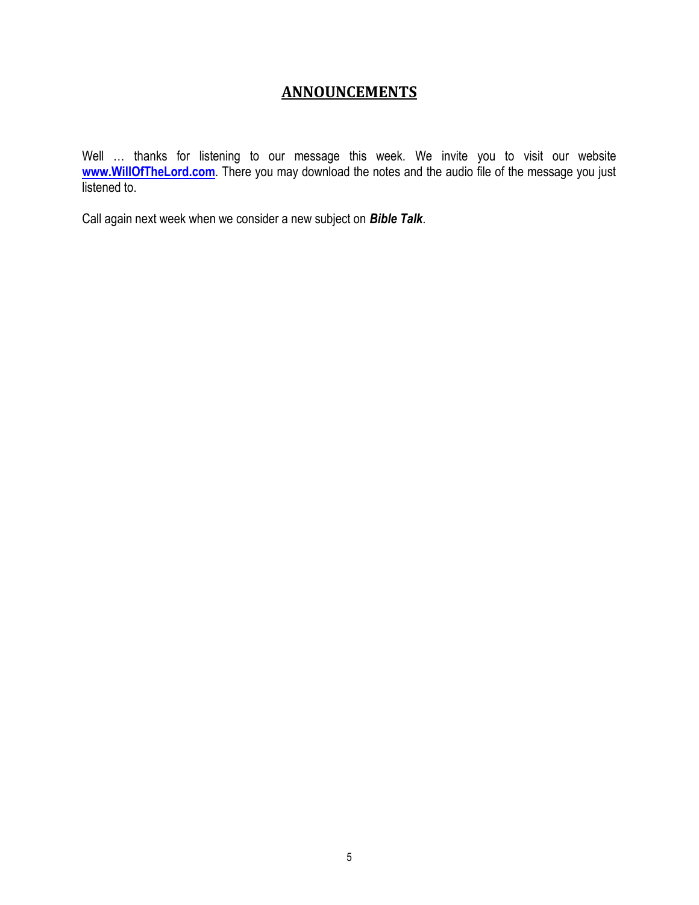## ANNOUNCEMENTS

Well … thanks for listening to our message this week. We invite you to visit our website **www.WillOfTheLord.com**. There you may download the notes and the audio file of the message you just listened to.

Call again next week when we consider a new subject on ***Bible Talk***.